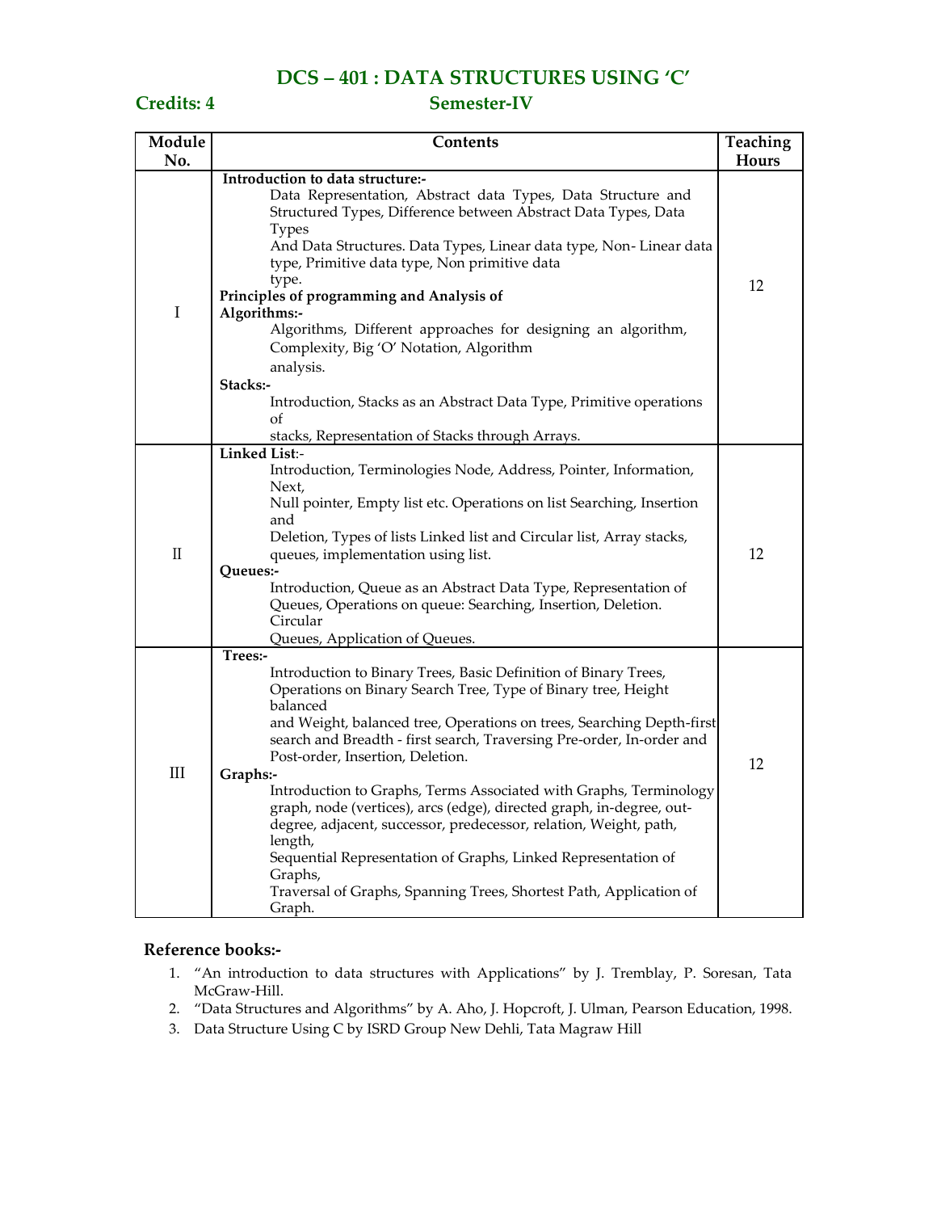# DCS – 401 : DATA STRUCTURES USING 'C'

**Credits: 4** **Semester-IV**

| Module No. | Contents | Teaching Hours |
|---|---|---|
| I | **Introduction to data structure:-** Data Representation, Abstract data Types, Data Structure and Structured Types, Difference between Abstract Data Types, Data Types And Data Structures. Data Types, Linear data type, Non- Linear data type, Primitive data type, Non primitive data type. **Principles of programming and Analysis of Algorithms:-** Algorithms, Different approaches for designing an algorithm, Complexity, Big 'O' Notation, Algorithm analysis. **Stacks:-** Introduction, Stacks as an Abstract Data Type, Primitive operations of stacks, Representation of Stacks through Arrays. | 12 |
| II | **Linked List**:- Introduction, Terminologies Node, Address, Pointer, Information, Next, Null pointer, Empty list etc. Operations on list Searching, Insertion and Deletion, Types of lists Linked list and Circular list, Array stacks, queues, implementation using list. **Queues:-** Introduction, Queue as an Abstract Data Type, Representation of Queues, Operations on queue: Searching, Insertion, Deletion. Circular Queues, Application of Queues. | 12 |
| III | **Trees:-** Introduction to Binary Trees, Basic Definition of Binary Trees, Operations on Binary Search Tree, Type of Binary tree, Height balanced and Weight, balanced tree, Operations on trees, Searching Depth-first search and Breadth - first search, Traversing Pre-order, In-order and Post-order, Insertion, Deletion. **Graphs:-** Introduction to Graphs, Terms Associated with Graphs, Terminology graph, node (vertices), arcs (edge), directed graph, in-degree, out-degree, adjacent, successor, predecessor, relation, Weight, path, length, Sequential Representation of Graphs, Linked Representation of Graphs, Traversal of Graphs, Spanning Trees, Shortest Path, Application of Graph. | 12 |

**Reference books:-**

1. "An introduction to data structures with Applications" by J. Tremblay, P. Soresan, Tata McGraw-Hill.
2. "Data Structures and Algorithms" by A. Aho, J. Hopcroft, J. Ulman, Pearson Education, 1998.
3. Data Structure Using C by ISRD Group New Dehli, Tata Magraw Hill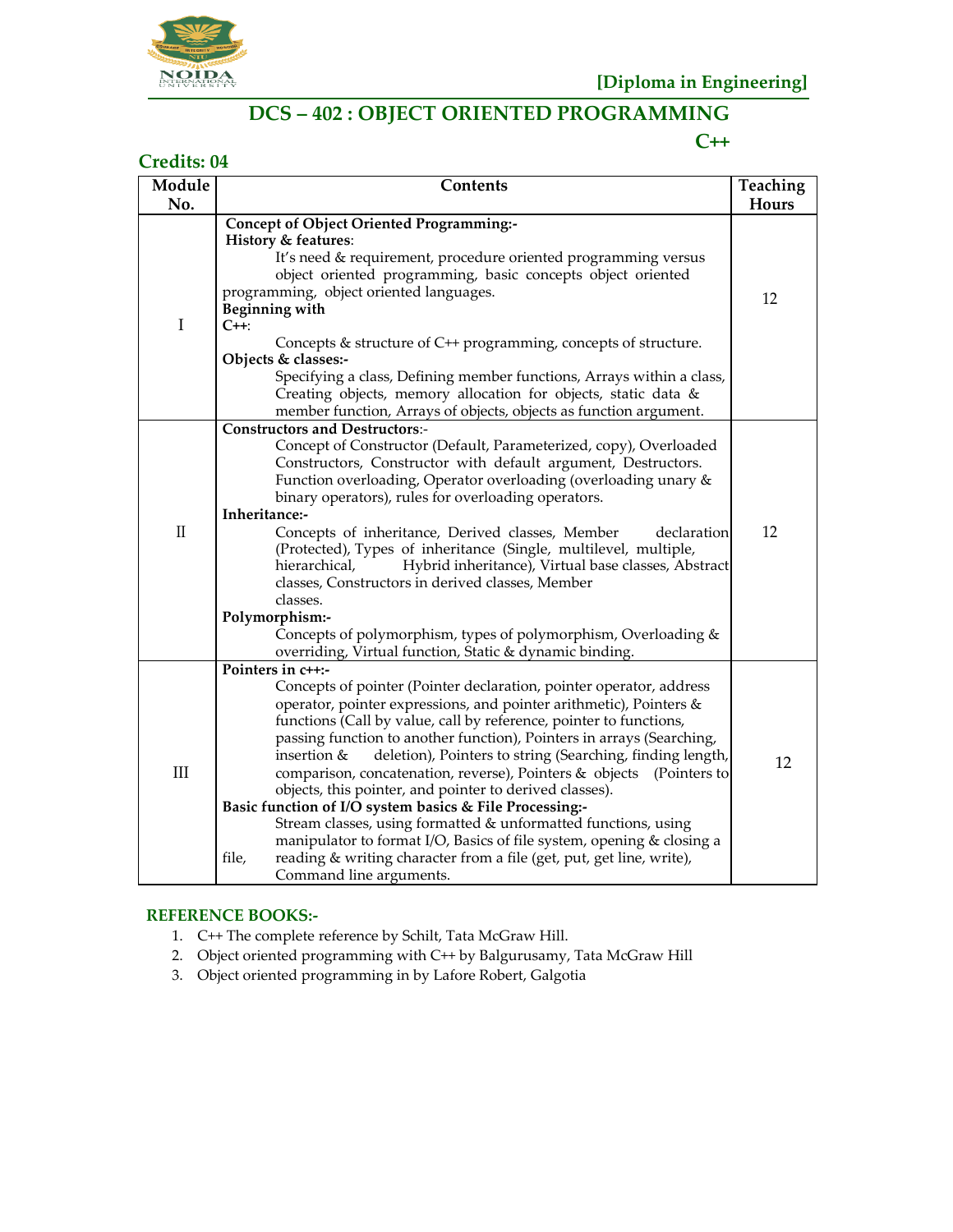[Diploma in Engineering]

# DCS – 402 : OBJECT ORIENTED PROGRAMMING C++

**Credits: 04**

| Module No. | Contents | Teaching Hours |
|---|---|---|
| I | **Concept of Object Oriented Programming:-** **History & features**: It's need & requirement, procedure oriented programming versus object oriented programming, basic concepts object oriented programming, object oriented languages. **Beginning with C++**: Concepts & structure of C++ programming, concepts of structure. **Objects & classes:-** Specifying a class, Defining member functions, Arrays within a class, Creating objects, memory allocation for objects, static data & member function, Arrays of objects, objects as function argument. | 12 |
| II | **Constructors and Destructors**:- Concept of Constructor (Default, Parameterized, copy), Overloaded Constructors, Constructor with default argument, Destructors. Function overloading, Operator overloading (overloading unary & binary operators), rules for overloading operators. **Inheritance:-** Concepts of inheritance, Derived classes, Member declaration (Protected), Types of inheritance (Single, multilevel, multiple, hierarchical, Hybrid inheritance), Virtual base classes, Abstract classes, Constructors in derived classes, Member classes. **Polymorphism:-** Concepts of polymorphism, types of polymorphism, Overloading & overriding, Virtual function, Static & dynamic binding. | 12 |
| III | **Pointers in c++:-** Concepts of pointer (Pointer declaration, pointer operator, address operator, pointer expressions, and pointer arithmetic), Pointers & functions (Call by value, call by reference, pointer to functions, passing function to another function), Pointers in arrays (Searching, insertion & deletion), Pointers to string (Searching, finding length, comparison, concatenation, reverse), Pointers & objects (Pointers to objects, this pointer, and pointer to derived classes). **Basic function of I/O system basics & File Processing:-** Stream classes, using formatted & unformatted functions, using manipulator to format I/O, Basics of file system, opening & closing a file, reading & writing character from a file (get, put, get line, write), Command line arguments. | 12 |

## REFERENCE BOOKS:-

1. C++ The complete reference by Schilt, Tata McGraw Hill.
2. Object oriented programming with C++ by Balgurusamy, Tata McGraw Hill
3. Object oriented programming in by Lafore Robert, Galgotia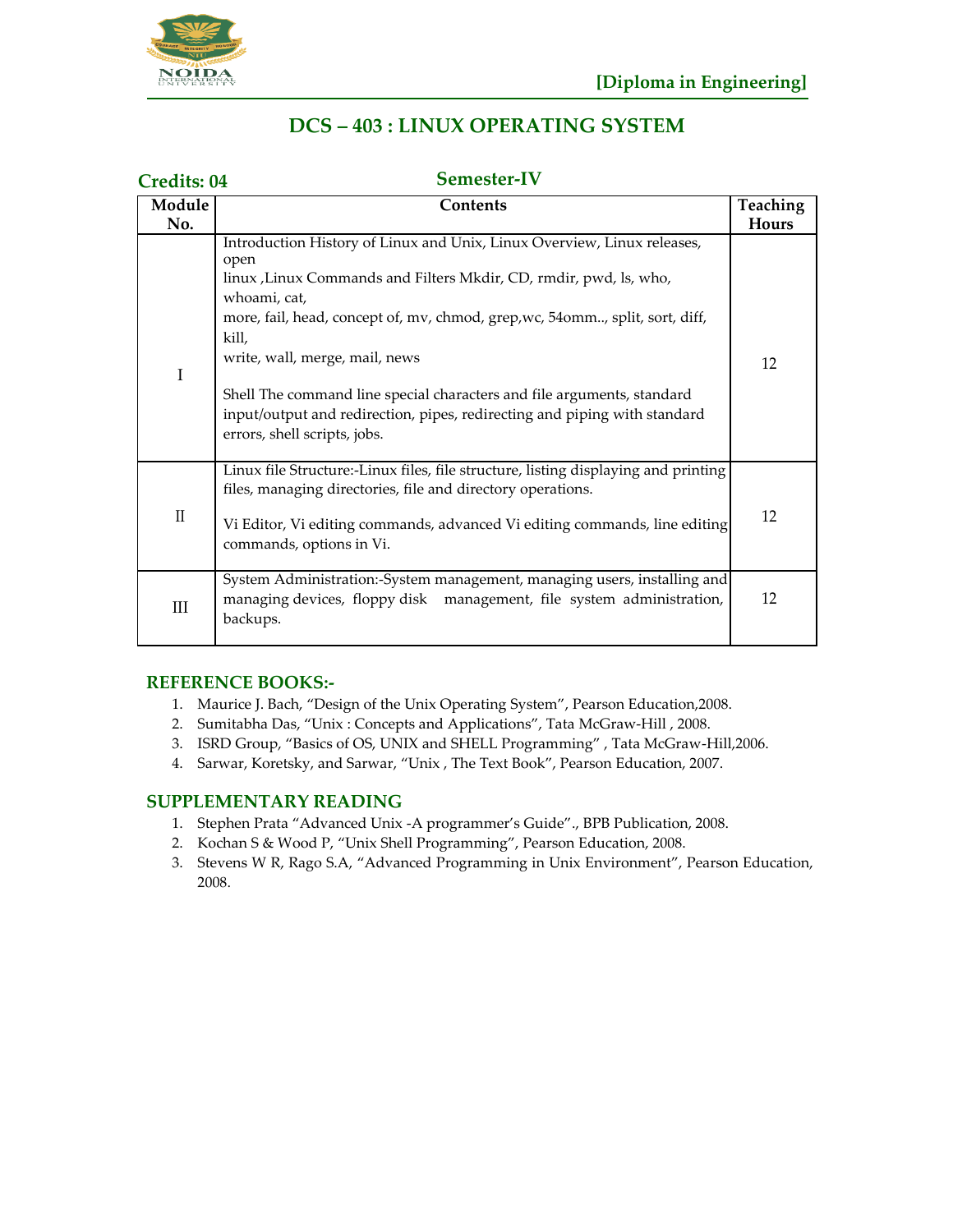[Diploma in Engineering]

# DCS – 403 : LINUX OPERATING SYSTEM

**Credits: 04** **Semester-IV**

| Module No. | Contents | Teaching Hours |
|---|---|---|
| I | Introduction History of Linux and Unix, Linux Overview, Linux releases, open linux ,Linux Commands and Filters Mkdir, CD, rmdir, pwd, ls, who, whoami, cat, more, fail, head, concept of, mv, chmod, grep,wc, 54omm.., split, sort, diff, kill, write, wall, merge, mail, news<br><br>Shell The command line special characters and file arguments, standard input/output and redirection, pipes, redirecting and piping with standard errors, shell scripts, jobs. | 12 |
| II | Linux file Structure:-Linux files, file structure, listing displaying and printing files, managing directories, file and directory operations.<br><br>Vi Editor, Vi editing commands, advanced Vi editing commands, line editing commands, options in Vi. | 12 |
| III | System Administration:-System management, managing users, installing and managing devices, floppy disk management, file system administration, backups. | 12 |

## REFERENCE BOOKS:-

1. Maurice J. Bach, "Design of the Unix Operating System", Pearson Education,2008.
2. Sumitabha Das, "Unix : Concepts and Applications", Tata McGraw-Hill , 2008.
3. ISRD Group, "Basics of OS, UNIX and SHELL Programming" , Tata McGraw-Hill,2006.
4. Sarwar, Koretsky, and Sarwar, "Unix , The Text Book", Pearson Education, 2007.

## SUPPLEMENTARY READING

1. Stephen Prata "Advanced Unix -A programmer's Guide"., BPB Publication, 2008.
2. Kochan S & Wood P, "Unix Shell Programming", Pearson Education, 2008.
3. Stevens W R, Rago S.A, "Advanced Programming in Unix Environment", Pearson Education, 2008.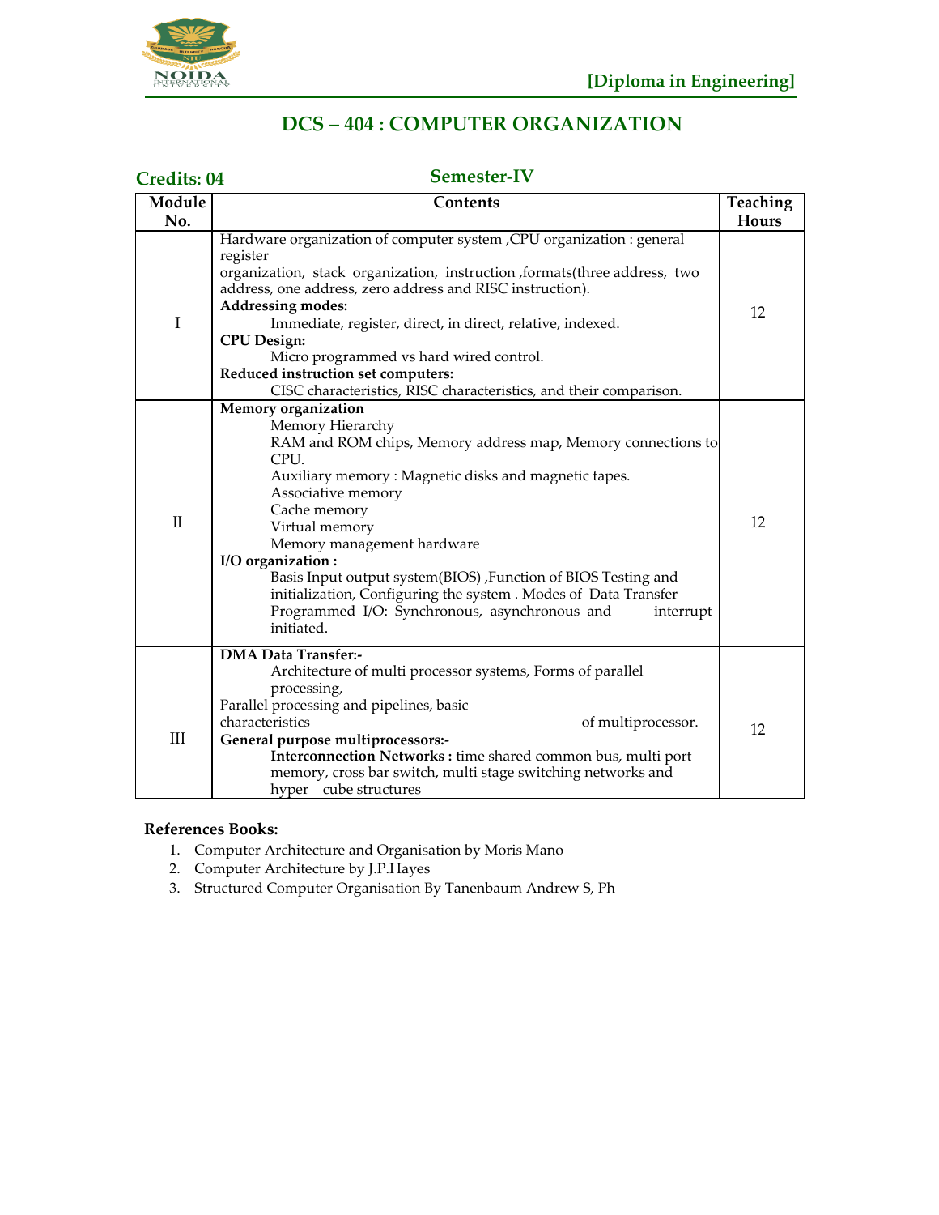[Diploma in Engineering]

# DCS – 404 : COMPUTER ORGANIZATION

**Credits: 04** **Semester-IV**

| Module No. | Contents | Teaching Hours |
|---|---|---|
| I | Hardware organization of computer system ,CPU organization : general register organization, stack organization, instruction ,formats(three address, two address, one address, zero address and RISC instruction). **Addressing modes:** Immediate, register, direct, in direct, relative, indexed. **CPU Design:** Micro programmed vs hard wired control. **Reduced instruction set computers:** CISC characteristics, RISC characteristics, and their comparison. | 12 |
| II | **Memory organization** Memory Hierarchy RAM and ROM chips, Memory address map, Memory connections to CPU. Auxiliary memory : Magnetic disks and magnetic tapes. Associative memory Cache memory Virtual memory Memory management hardware **I/O organization :** Basis Input output system(BIOS) ,Function of BIOS Testing and initialization, Configuring the system . Modes of Data Transfer Programmed I/O: Synchronous, asynchronous and interrupt initiated. | 12 |
| III | **DMA Data Transfer:-** Architecture of multi processor systems, Forms of parallel processing, Parallel processing and pipelines, basic characteristics of multiprocessor. **General purpose multiprocessors:-** **Interconnection Networks :** time shared common bus, multi port memory, cross bar switch, multi stage switching networks and hyper cube structures | 12 |

**References Books:**

1. Computer Architecture and Organisation by Moris Mano
2. Computer Architecture by J.P.Hayes
3. Structured Computer Organisation By Tanenbaum Andrew S, Ph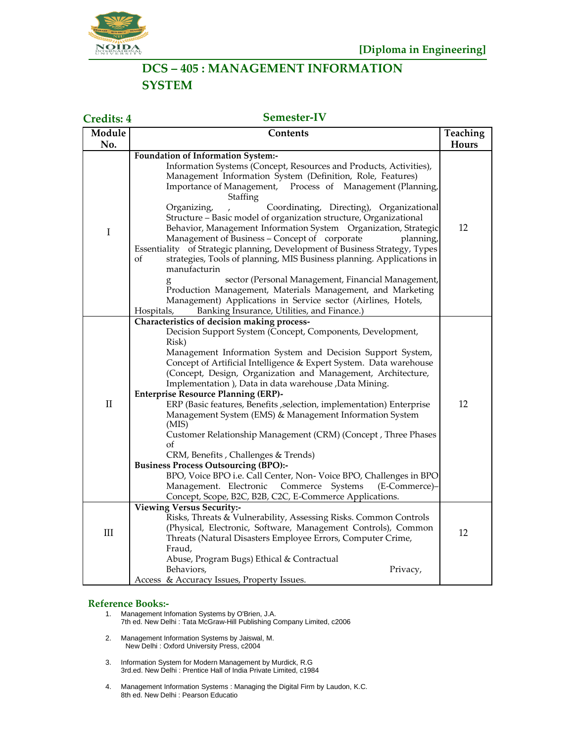**[Diploma in Engineering]**

# DCS – 405 : MANAGEMENT INFORMATION SYSTEM

**Credits: 4** **Semester-IV**

| Module No. | Contents | Teaching Hours |
|---|---|---|
| I | **Foundation of Information System:-** Information Systems (Concept, Resources and Products, Activities), Management Information System (Definition, Role, Features) Importance of Management, Process of Management (Planning, Staffing Organizing, , Coordinating, Directing), Organizational Structure – Basic model of organization structure, Organizational Behavior, Management Information System Organization, Strategic Management of Business – Concept of corporate planning, Essentiality of Strategic planning, Development of Business Strategy, Types of strategies, Tools of planning, MIS Business planning. Applications in manufacturing sector (Personal Management, Financial Management, Production Management, Materials Management, and Marketing Management) Applications in Service sector (Airlines, Hotels, Hospitals, Banking Insurance, Utilities, and Finance.) | 12 |
| II | **Characteristics of decision making process-** Decision Support System (Concept, Components, Development, Risk) Management Information System and Decision Support System, Concept of Artificial Intelligence & Expert System. Data warehouse (Concept, Design, Organization and Management, Architecture, Implementation ), Data in data warehouse ,Data Mining. **Enterprise Resource Planning (ERP)-** ERP (Basic features, Benefits ,selection, implementation) Enterprise Management System (EMS) & Management Information System (MIS) Customer Relationship Management (CRM) (Concept , Three Phases of CRM, Benefits , Challenges & Trends) **Business Process Outsourcing (BPO):-** BPO, Voice BPO i.e. Call Center, Non- Voice BPO, Challenges in BPO Management. Electronic Commerce Systems (E-Commerce)– Concept, Scope, B2C, B2B, C2C, E-Commerce Applications. | 12 |
| III | **Viewing Versus Security:-** Risks, Threats & Vulnerability, Assessing Risks. Common Controls (Physical, Electronic, Software, Management Controls), Common Threats (Natural Disasters Employee Errors, Computer Crime, Fraud, Abuse, Program Bugs) Ethical & Contractual Behaviors, Privacy, Access & Accuracy Issues, Property Issues. | 12 |

## Reference Books:-

1. Management Infomation Systems by O'Brien, J.A.
   7th ed. New Delhi : Tata McGraw-Hill Publishing Company Limited, c2006

2. Management Information Systems by Jaiswal, M.
   New Delhi : Oxford University Press, c2004

3. Information System for Modern Management by Murdick, R.G
   3rd.ed. New Delhi : Prentice Hall of India Private Limited, c1984

4. Management Information Systems : Managing the Digital Firm by Laudon, K.C.
   8th ed. New Delhi : Pearson Educatio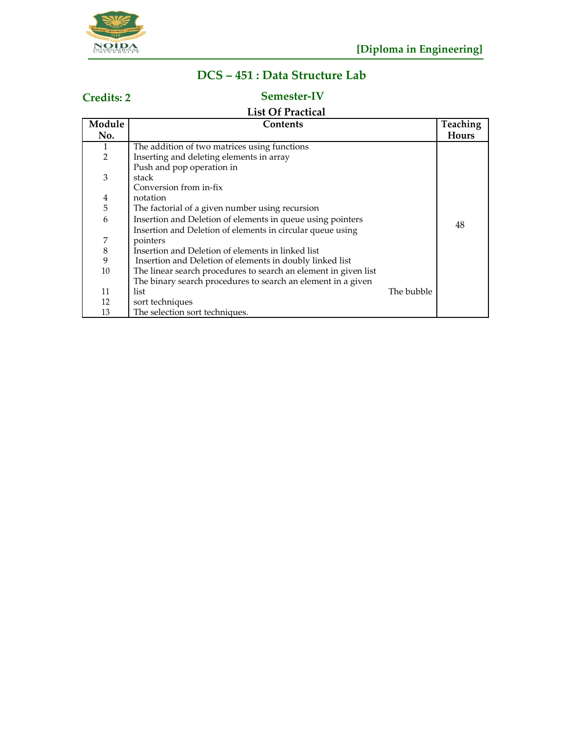**[Diploma in Engineering]**

# DCS – 451 : Data Structure Lab

**Credits: 2** **Semester-IV**

**List Of Practical**

| Module No. | Contents | Teaching Hours |
|---|---|---|
| 1 | The addition of two matrices using functions | 48 |
| 2 | Inserting and deleting elements in array | |
| 3 | Push and pop operation in stack | |
| 4 | Conversion from in-fix notation | |
| 5 | The factorial of a given number using recursion | |
| 6 | Insertion and Deletion of elements in queue using pointers | |
| 7 | Insertion and Deletion of elements in circular queue using pointers | |
| 8 | Insertion and Deletion of elements in linked list | |
| 9 | Insertion and Deletion of elements in doubly linked list | |
| 10 | The linear search procedures to search an element in given list | |
| 11 | The binary search procedures to search an element in a given list | |
| 12 | The bubble sort techniques | |
| 13 | The selection sort techniques. | |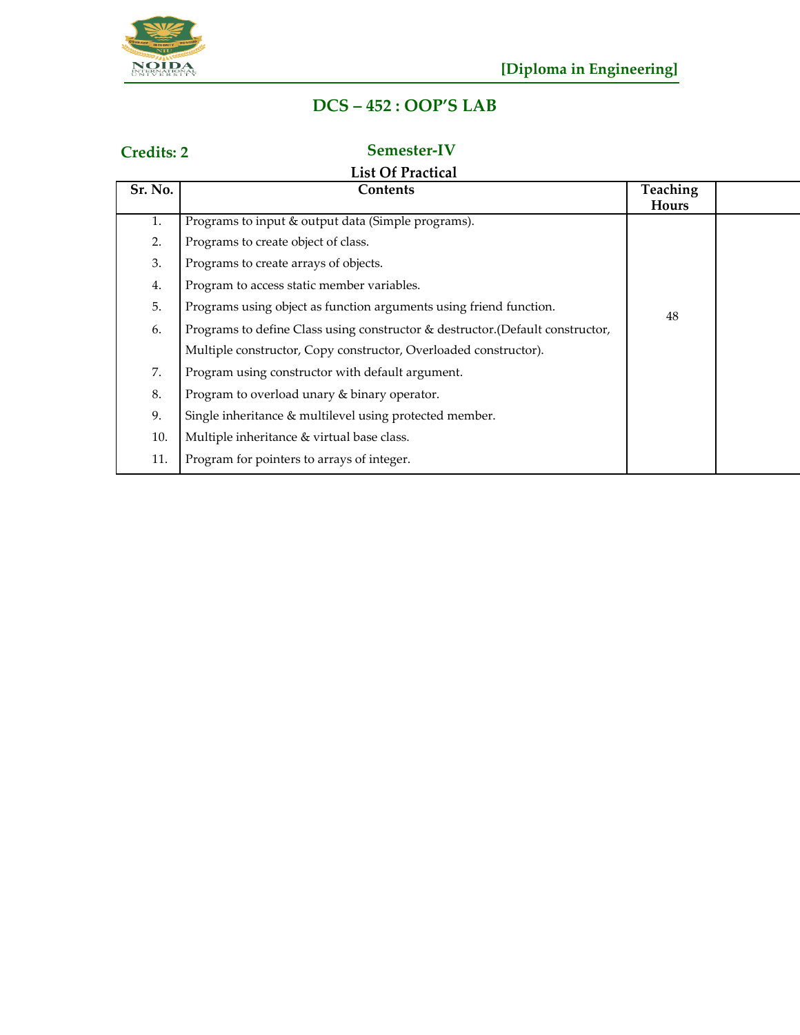[Diploma in Engineering]

## DCS – 452 : OOP'S LAB

**Credits: 2** **Semester-IV**

**List Of Practical**

| Sr. No. | Contents | Teaching Hours | |
|---|---|---|---|
| 1. | Programs to input & output data (Simple programs). | 48 | |
| 2. | Programs to create object of class. | | |
| 3. | Programs to create arrays of objects. | | |
| 4. | Program to access static member variables. | | |
| 5. | Programs using object as function arguments using friend function. | | |
| 6. | Programs to define Class using constructor & destructor.(Default constructor, Multiple constructor, Copy constructor, Overloaded constructor). | | |
| 7. | Program using constructor with default argument. | | |
| 8. | Program to overload unary & binary operator. | | |
| 9. | Single inheritance & multilevel using protected member. | | |
| 10. | Multiple inheritance & virtual base class. | | |
| 11. | Program for pointers to arrays of integer. | | |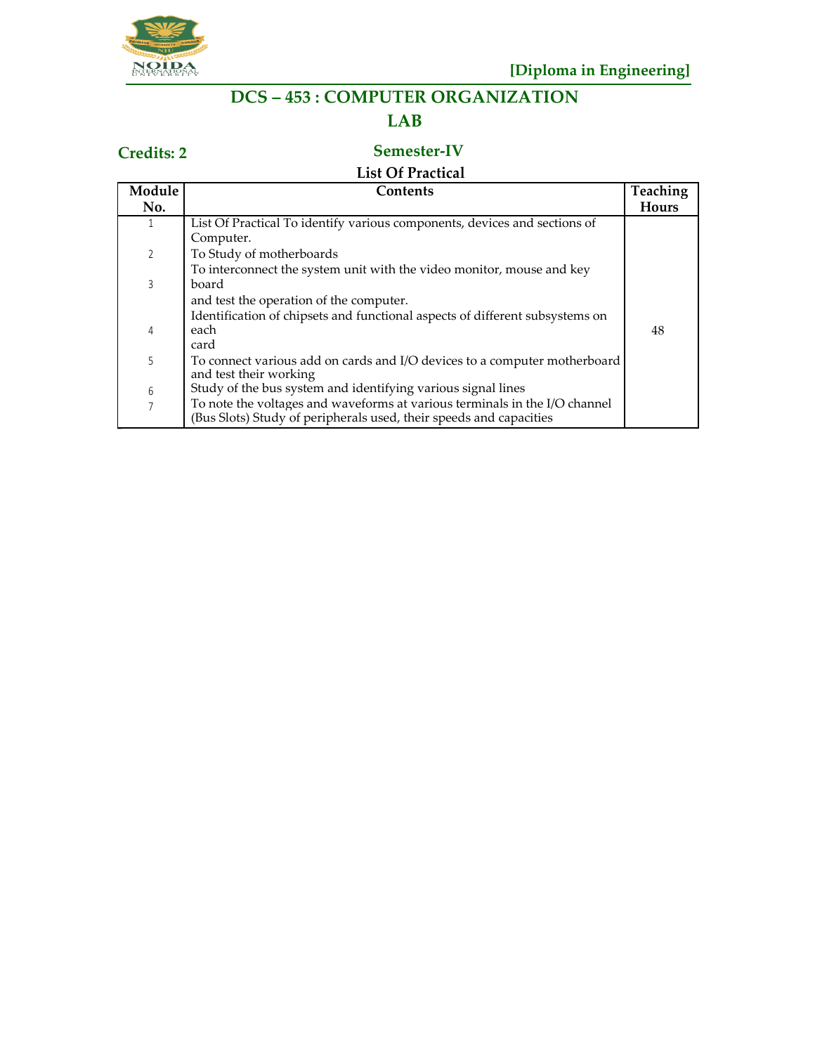[Diploma in Engineering]

# DCS – 453 : COMPUTER ORGANIZATION LAB

**Credits: 2**

## Semester-IV

**List Of Practical**

| Module No. | Contents | Teaching Hours |
|---|---|---|
| 1 | List Of Practical To identify various components, devices and sections of Computer. | 48 |
| 2 | To Study of motherboards | |
| 3 | To interconnect the system unit with the video monitor, mouse and key board and test the operation of the computer. | |
| 4 | Identification of chipsets and functional aspects of different subsystems on each card | |
| 5 | To connect various add on cards and I/O devices to a computer motherboard and test their working | |
| 6 | Study of the bus system and identifying various signal lines | |
| 7 | To note the voltages and waveforms at various terminals in the I/O channel (Bus Slots) Study of peripherals used, their speeds and capacities | |